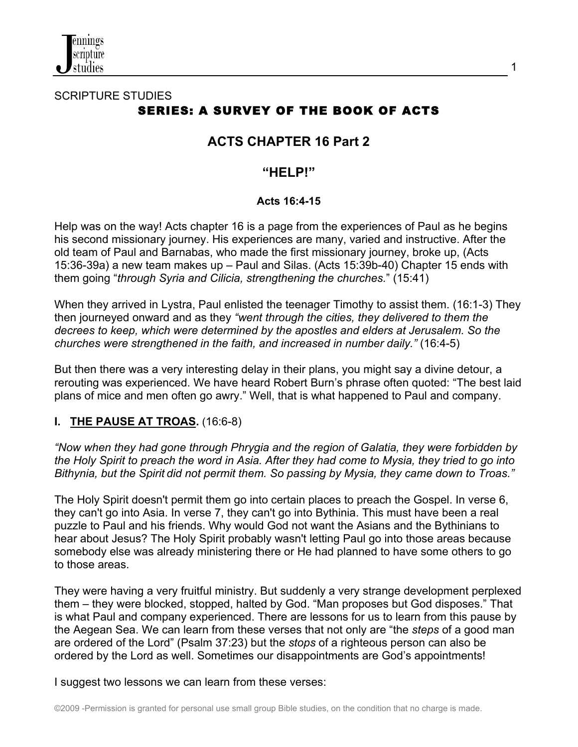SCRIPTURE STUDIES

**SERIES: A SURVEY OF THE BOOK OF ACTS**

# ACTS CHAPTER 16 Part 2

# "HELP!"

**Acts 16:4-15**

Help was on the way! Acts chapter 16 is a page from the experiences of Paul as he begins his second missionary journey. His experiences are many, varied and instructive. After the old team of Paul and Barnabas, who made the first missionary journey, broke up, (Acts 15:36-39a) a new team makes up – Paul and Silas. (Acts 15:39b-40) Chapter 15 ends with them going "*through Syria and Cilicia, strengthening the churches.*" (15:41)

When they arrived in Lystra, Paul enlisted the teenager Timothy to assist them. (16:1-3) They then journeyed onward and as they *"went through the cities, they delivered to them the decrees to keep, which were determined by the apostles and elders at Jerusalem. So the churches were strengthened in the faith, and increased in number daily."* (16:4-5)

But then there was a very interesting delay in their plans, you might say a divine detour, a rerouting was experienced. We have heard Robert Burn's phrase often quoted: "The best laid plans of mice and men often go awry." Well, that is what happened to Paul and company.

## I. THE PAUSE AT TROAS. (16:6-8)

*"Now when they had gone through Phrygia and the region of Galatia, they were forbidden by the Holy Spirit to preach the word in Asia. After they had come to Mysia, they tried to go into Bithynia, but the Spirit did not permit them. So passing by Mysia, they came down to Troas."*

The Holy Spirit doesn't permit them go into certain places to preach the Gospel. In verse 6, they can't go into Asia. In verse 7, they can't go into Bythinia. This must have been a real puzzle to Paul and his friends. Why would God not want the Asians and the Bythinians to hear about Jesus? The Holy Spirit probably wasn't letting Paul go into those areas because somebody else was already ministering there or He had planned to have some others to go to those areas.

They were having a very fruitful ministry. But suddenly a very strange development perplexed them – they were blocked, stopped, halted by God. "Man proposes but God disposes." That is what Paul and company experienced. There are lessons for us to learn from this pause by the Aegean Sea. We can learn from these verses that not only are "the *steps* of a good man are ordered of the Lord" (Psalm 37:23) but the *stops* of a righteous person can also be ordered by the Lord as well. Sometimes our disappointments are God's appointments!

I suggest two lessons we can learn from these verses: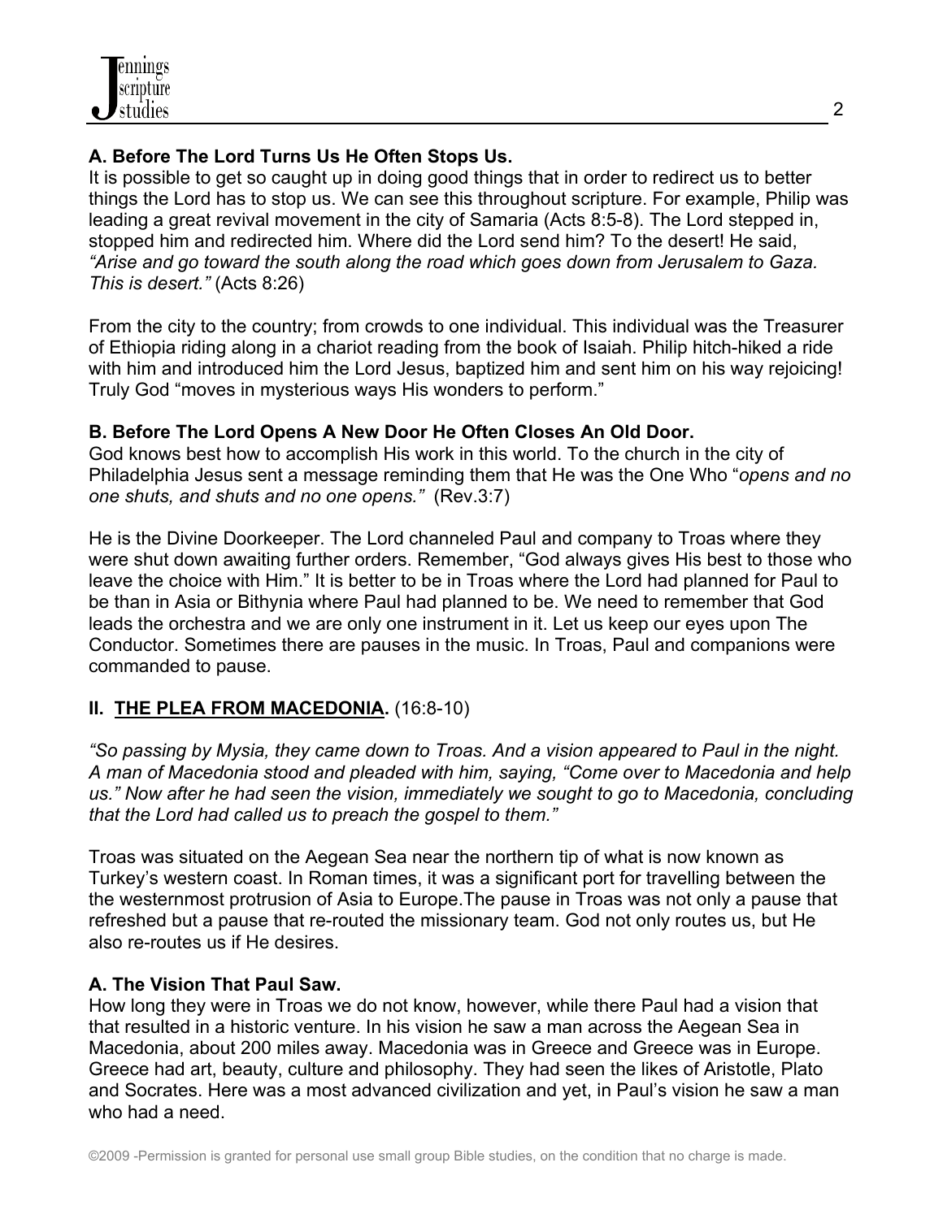### A. Before The Lord Turns Us He Often Stops Us.

It is possible to get so caught up in doing good things that in order to redirect us to better things the Lord has to stop us. We can see this throughout scripture. For example, Philip was leading a great revival movement in the city of Samaria (Acts 8:5-8). The Lord stepped in, stopped him and redirected him. Where did the Lord send him? To the desert! He said, *"Arise and go toward the south along the road which goes down from Jerusalem to Gaza. This is desert."* (Acts 8:26)

From the city to the country; from crowds to one individual. This individual was the Treasurer of Ethiopia riding along in a chariot reading from the book of Isaiah. Philip hitch-hiked a ride with him and introduced him the Lord Jesus, baptized him and sent him on his way rejoicing! Truly God "moves in mysterious ways His wonders to perform."

### B. Before The Lord Opens A New Door He Often Closes An Old Door.

God knows best how to accomplish His work in this world. To the church in the city of Philadelphia Jesus sent a message reminding them that He was the One Who "*opens and no one shuts, and shuts and no one opens."* (Rev.3:7)

He is the Divine Doorkeeper. The Lord channeled Paul and company to Troas where they were shut down awaiting further orders. Remember, "God always gives His best to those who leave the choice with Him." It is better to be in Troas where the Lord had planned for Paul to be than in Asia or Bithynia where Paul had planned to be. We need to remember that God leads the orchestra and we are only one instrument in it. Let us keep our eyes upon The Conductor. Sometimes there are pauses in the music. In Troas, Paul and companions were commanded to pause.

## II. <u>THE PLEA FROM MACEDONIA</u>. (16:8-10)

*"So passing by Mysia, they came down to Troas. And a vision appeared to Paul in the night. A man of Macedonia stood and pleaded with him, saying, "Come over to Macedonia and help us." Now after he had seen the vision, immediately we sought to go to Macedonia, concluding that the Lord had called us to preach the gospel to them."*

Troas was situated on the Aegean Sea near the northern tip of what is now known as Turkey's western coast. In Roman times, it was a significant port for travelling between the the westernmost protrusion of Asia to Europe.The pause in Troas was not only a pause that refreshed but a pause that re-routed the missionary team. God not only routes us, but He also re-routes us if He desires.

### A. The Vision That Paul Saw.

How long they were in Troas we do not know, however, while there Paul had a vision that that resulted in a historic venture. In his vision he saw a man across the Aegean Sea in Macedonia, about 200 miles away. Macedonia was in Greece and Greece was in Europe. Greece had art, beauty, culture and philosophy. They had seen the likes of Aristotle, Plato and Socrates. Here was a most advanced civilization and yet, in Paul's vision he saw a man who had a need.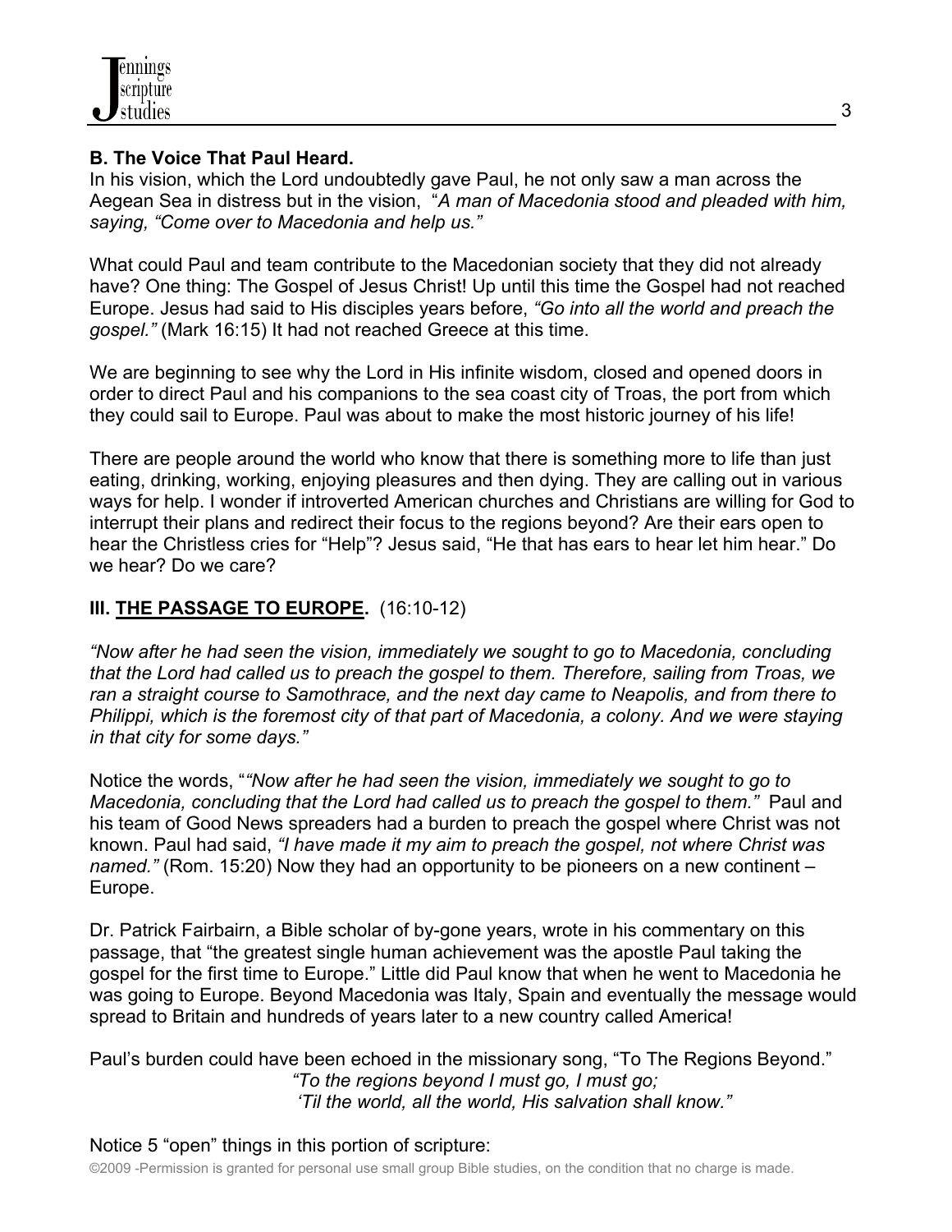**B. The Voice That Paul Heard.**
In his vision, which the Lord undoubtedly gave Paul, he not only saw a man across the Aegean Sea in distress but in the vision, "*A man of Macedonia stood and pleaded with him, saying, "Come over to Macedonia and help us."*

What could Paul and team contribute to the Macedonian society that they did not already have? One thing: The Gospel of Jesus Christ! Up until this time the Gospel had not reached Europe. Jesus had said to His disciples years before, *"Go into all the world and preach the gospel."* (Mark 16:15) It had not reached Greece at this time.

We are beginning to see why the Lord in His infinite wisdom, closed and opened doors in order to direct Paul and his companions to the sea coast city of Troas, the port from which they could sail to Europe. Paul was about to make the most historic journey of his life!

There are people around the world who know that there is something more to life than just eating, drinking, working, enjoying pleasures and then dying. They are calling out in various ways for help. I wonder if introverted American churches and Christians are willing for God to interrupt their plans and redirect their focus to the regions beyond? Are their ears open to hear the Christless cries for "Help"? Jesus said, "He that has ears to hear let him hear." Do we hear? Do we care?

**III. <u>THE PASSAGE TO EUROPE</u>.** (16:10-12)

*"Now after he had seen the vision, immediately we sought to go to Macedonia, concluding that the Lord had called us to preach the gospel to them. Therefore, sailing from Troas, we ran a straight course to Samothrace, and the next day came to Neapolis, and from there to Philippi, which is the foremost city of that part of Macedonia, a colony. And we were staying in that city for some days."*

Notice the words, "*"Now after he had seen the vision, immediately we sought to go to Macedonia, concluding that the Lord had called us to preach the gospel to them."* Paul and his team of Good News spreaders had a burden to preach the gospel where Christ was not known. Paul had said, *"I have made it my aim to preach the gospel, not where Christ was named."* (Rom. 15:20) Now they had an opportunity to be pioneers on a new continent – Europe.

Dr. Patrick Fairbairn, a Bible scholar of by-gone years, wrote in his commentary on this passage, that "the greatest single human achievement was the apostle Paul taking the gospel for the first time to Europe." Little did Paul know that when he went to Macedonia he was going to Europe. Beyond Macedonia was Italy, Spain and eventually the message would spread to Britain and hundreds of years later to a new country called America!

Paul's burden could have been echoed in the missionary song, "To The Regions Beyond."

*"To the regions beyond I must go, I must go;*
*'Til the world, all the world, His salvation shall know."*

Notice 5 "open" things in this portion of scripture: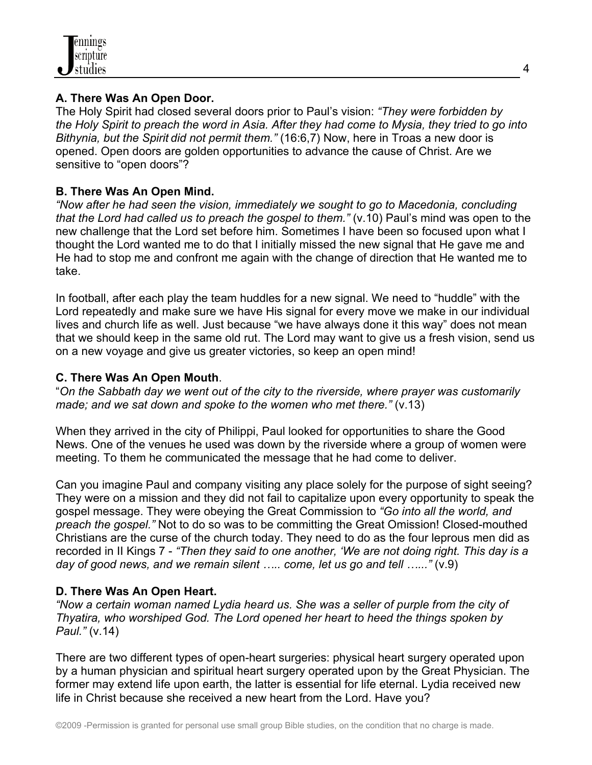### A. There Was An Open Door.

The Holy Spirit had closed several doors prior to Paul's vision: *"They were forbidden by the Holy Spirit to preach the word in Asia. After they had come to Mysia, they tried to go into Bithynia, but the Spirit did not permit them."* (16:6,7) Now, here in Troas a new door is opened. Open doors are golden opportunities to advance the cause of Christ. Are we sensitive to "open doors"?

### B. There Was An Open Mind.

*"Now after he had seen the vision, immediately we sought to go to Macedonia, concluding that the Lord had called us to preach the gospel to them."* (v.10) Paul's mind was open to the new challenge that the Lord set before him. Sometimes I have been so focused upon what I thought the Lord wanted me to do that I initially missed the new signal that He gave me and He had to stop me and confront me again with the change of direction that He wanted me to take.

In football, after each play the team huddles for a new signal. We need to "huddle" with the Lord repeatedly and make sure we have His signal for every move we make in our individual lives and church life as well. Just because "we have always done it this way" does not mean that we should keep in the same old rut. The Lord may want to give us a fresh vision, send us on a new voyage and give us greater victories, so keep an open mind!

### C. There Was An Open Mouth.

"*On the Sabbath day we went out of the city to the riverside, where prayer was customarily made; and we sat down and spoke to the women who met there."* (v.13)

When they arrived in the city of Philippi, Paul looked for opportunities to share the Good News. One of the venues he used was down by the riverside where a group of women were meeting. To them he communicated the message that he had come to deliver.

Can you imagine Paul and company visiting any place solely for the purpose of sight seeing? They were on a mission and they did not fail to capitalize upon every opportunity to speak the gospel message. They were obeying the Great Commission to *"Go into all the world, and preach the gospel."* Not to do so was to be committing the Great Omission! Closed-mouthed Christians are the curse of the church today. They need to do as the four leprous men did as recorded in II Kings 7 - *"Then they said to one another, 'We are not doing right. This day is a day of good news, and we remain silent ….. come, let us go and tell …..."* (v.9)

### D. There Was An Open Heart.

*"Now a certain woman named Lydia heard us. She was a seller of purple from the city of Thyatira, who worshiped God. The Lord opened her heart to heed the things spoken by Paul."* (v.14)

There are two different types of open-heart surgeries: physical heart surgery operated upon by a human physician and spiritual heart surgery operated upon by the Great Physician. The former may extend life upon earth, the latter is essential for life eternal. Lydia received new life in Christ because she received a new heart from the Lord. Have you?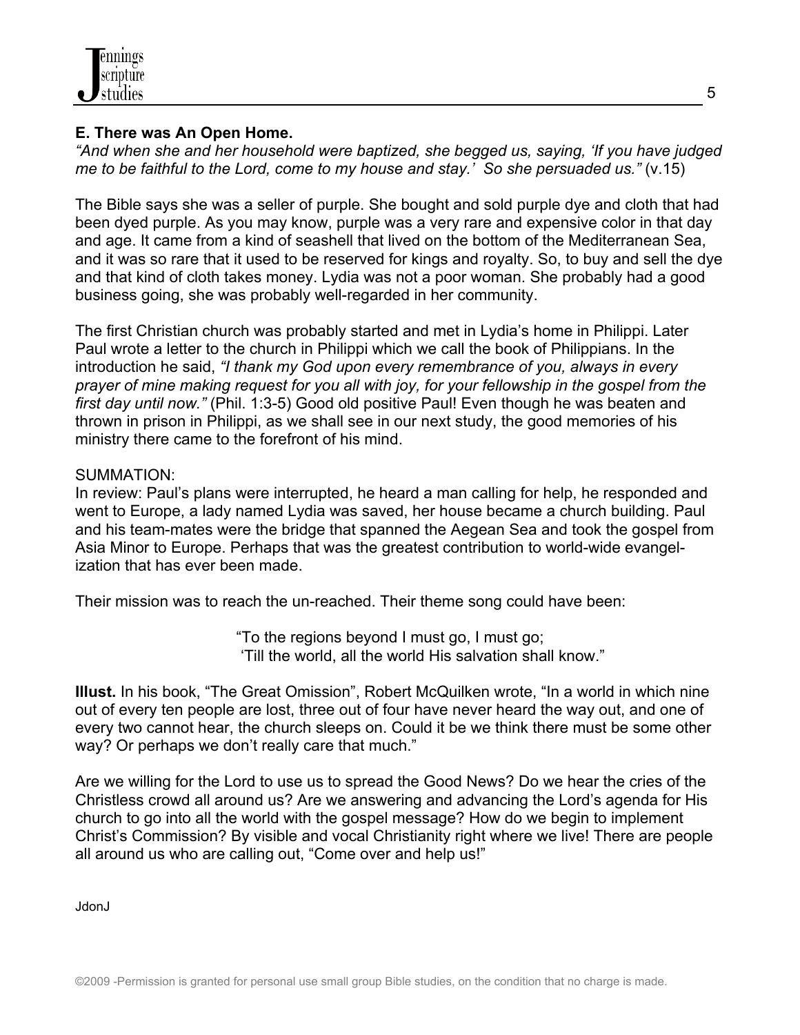**E. There was An Open Home.**

*"And when she and her household were baptized, she begged us, saying, 'If you have judged me to be faithful to the Lord, come to my house and stay.' So she persuaded us."* (v.15)

The Bible says she was a seller of purple. She bought and sold purple dye and cloth that had been dyed purple. As you may know, purple was a very rare and expensive color in that day and age. It came from a kind of seashell that lived on the bottom of the Mediterranean Sea, and it was so rare that it used to be reserved for kings and royalty. So, to buy and sell the dye and that kind of cloth takes money. Lydia was not a poor woman. She probably had a good business going, she was probably well-regarded in her community.

The first Christian church was probably started and met in Lydia's home in Philippi. Later Paul wrote a letter to the church in Philippi which we call the book of Philippians. In the introduction he said, *"I thank my God upon every remembrance of you, always in every prayer of mine making request for you all with joy, for your fellowship in the gospel from the first day until now."* (Phil. 1:3-5) Good old positive Paul! Even though he was beaten and thrown in prison in Philippi, as we shall see in our next study, the good memories of his ministry there came to the forefront of his mind.

SUMMATION:

In review: Paul's plans were interrupted, he heard a man calling for help, he responded and went to Europe, a lady named Lydia was saved, her house became a church building. Paul and his team-mates were the bridge that spanned the Aegean Sea and took the gospel from Asia Minor to Europe. Perhaps that was the greatest contribution to world-wide evangelization that has ever been made.

Their mission was to reach the un-reached. Their theme song could have been:

> "To the regions beyond I must go, I must go;
> 'Till the world, all the world His salvation shall know."

**Illust.** In his book, "The Great Omission", Robert McQuilken wrote, "In a world in which nine out of every ten people are lost, three out of four have never heard the way out, and one of every two cannot hear, the church sleeps on. Could it be we think there must be some other way? Or perhaps we don't really care that much."

Are we willing for the Lord to use us to spread the Good News? Do we hear the cries of the Christless crowd all around us? Are we answering and advancing the Lord's agenda for His church to go into all the world with the gospel message? How do we begin to implement Christ's Commission? By visible and vocal Christianity right where we live! There are people all around us who are calling out, "Come over and help us!"

JdonJ

©2009 -Permission is granted for personal use small group Bible studies, on the condition that no charge is made.